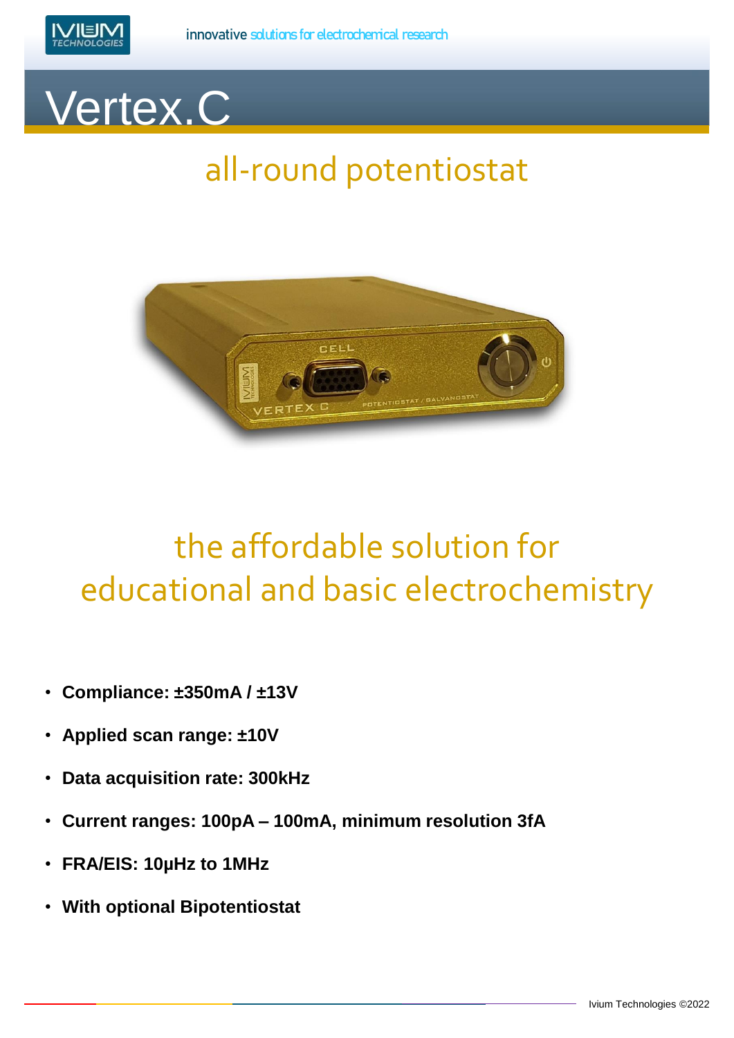# Vertex.C

## all-round potentiostat

## the affordable solution for educational and basic electrochemistry

- **Compliance: ±350mA / ±13V**
- **Applied scan range: ±10V**
- **Data acquisition rate: 300kHz**
- **Current ranges: 100pA – 100mA, minimum resolution 3fA**
- **FRA/EIS: 10µHz to 1MHz**
- **With optional Bipotentiostat**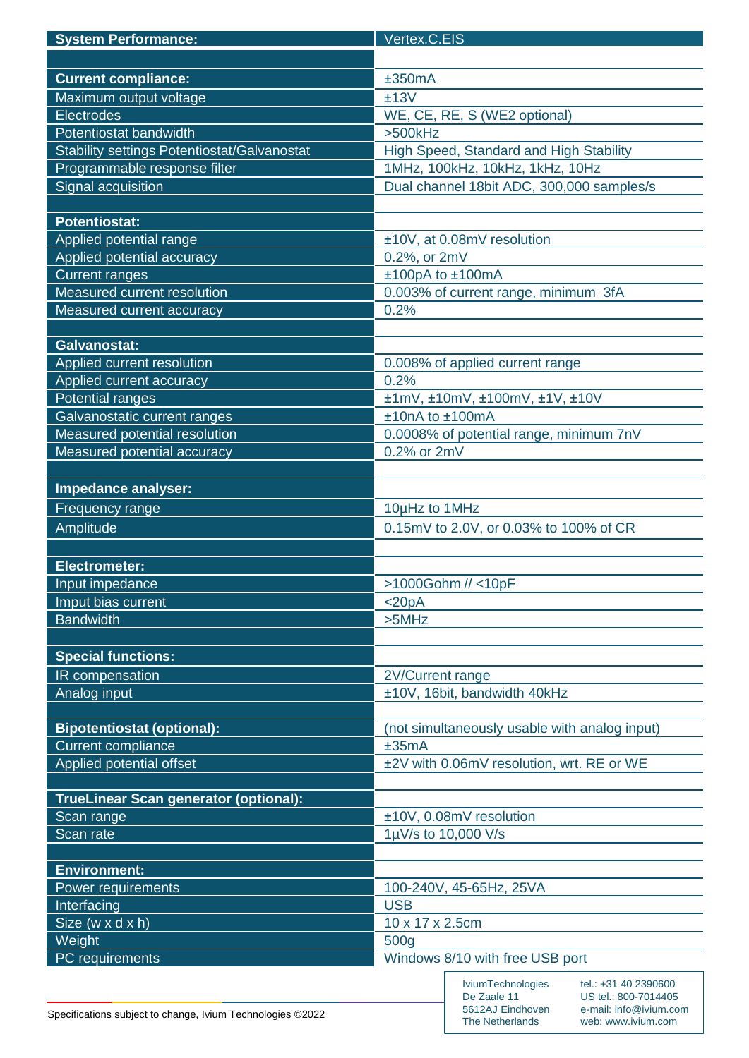| System Performance: | Vertex.C.EIS |
|---|---|
| | |
| **Current compliance:** | ±350mA |
| Maximum output voltage | ±13V |
| Electrodes | WE, CE, RE, S (WE2 optional) |
| Potentiostat bandwidth | >500kHz |
| Stability settings Potentiostat/Galvanostat | High Speed, Standard and High Stability |
| Programmable response filter | 1MHz, 100kHz, 10kHz, 1kHz, 10Hz |
| Signal acquisition | Dual channel 18bit ADC, 300,000 samples/s |
| | |
| **Potentiostat:** | |
| Applied potential range | ±10V, at 0.08mV resolution |
| Applied potential accuracy | 0.2%, or 2mV |
| Current ranges | ±100pA to ±100mA |
| Measured current resolution | 0.003% of current range, minimum 3fA |
| Measured current accuracy | 0.2% |
| | |
| **Galvanostat:** | |
| Applied current resolution | 0.008% of applied current range |
| Applied current accuracy | 0.2% |
| Potential ranges | ±1mV, ±10mV, ±100mV, ±1V, ±10V |
| Galvanostatic current ranges | ±10nA to ±100mA |
| Measured potential resolution | 0.0008% of potential range, minimum 7nV |
| Measured potential accuracy | 0.2% or 2mV |
| | |
| **Impedance analyser:** | |
| Frequency range | 10µHz to 1MHz |
| Amplitude | 0.15mV to 2.0V, or 0.03% to 100% of CR |
| | |
| **Electrometer:** | |
| Input impedance | >1000Gohm // <10pF |
| Imput bias current | <20pA |
| Bandwidth | >5MHz |
| | |
| **Special functions:** | |
| IR compensation | 2V/Current range |
| Analog input | ±10V, 16bit, bandwidth 40kHz |
| | |
| **Bipotentiostat (optional):** | (not simultaneously usable with analog input) |
| Current compliance | ±35mA |
| Applied potential offset | ±2V with 0.06mV resolution, wrt. RE or WE |
| | |
| **TrueLinear Scan generator (optional):** | |
| Scan range | ±10V, 0.08mV resolution |
| Scan rate | 1µV/s to 10,000 V/s |
| | |
| **Environment:** | |
| Power requirements | 100-240V, 45-65Hz, 25VA |
| Interfacing | USB |
| Size (w x d x h) | 10 x 17 x 2.5cm |
| Weight | 500g |
| PC requirements | Windows 8/10 with free USB port |

Specifications subject to change, Ivium Technologies ©2022

IviumTechnologies
De Zaale 11
5612AJ Eindhoven
The Netherlands

tel.: +31 40 2390600
US tel.: 800-7014405
e-mail: info@ivium.com
web: www.ivium.com